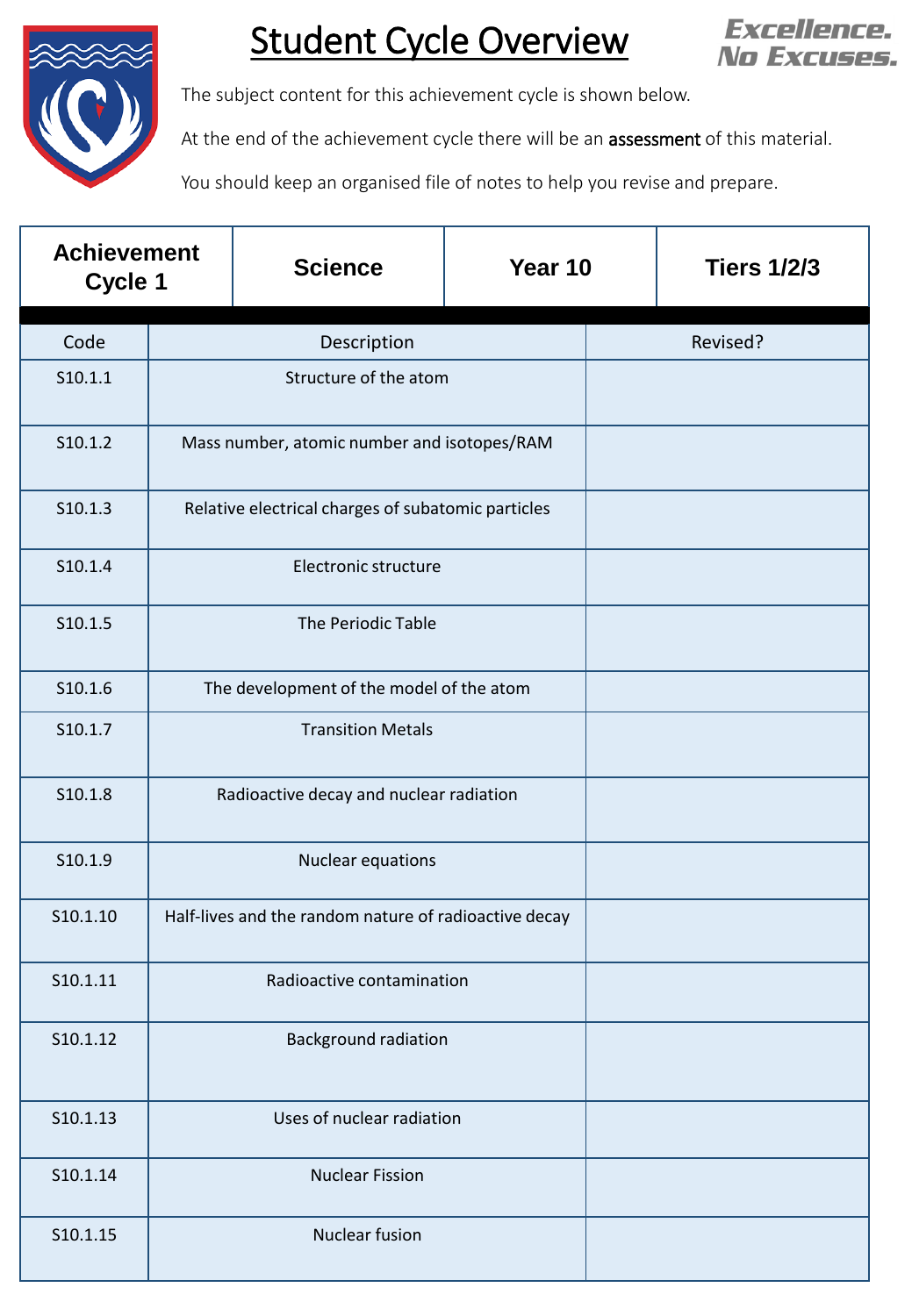# Student Cycle Overview

**Excellence. No Excuses.**

The subject content for this achievement cycle is shown below.

At the end of the achievement cycle there will be an assessment of this material.

You should keep an organised file of notes to help you revise and prepare.

| Achievement Cycle 1 | Science | Year 10 | Tiers 1/2/3 |
|---|---|---|---|

| Code | Description | Revised? |
|---|---|---|
| S10.1.1 | Structure of the atom | |
| S10.1.2 | Mass number, atomic number and isotopes/RAM | |
| S10.1.3 | Relative electrical charges of subatomic particles | |
| S10.1.4 | Electronic structure | |
| S10.1.5 | The Periodic Table | |
| S10.1.6 | The development of the model of the atom | |
| S10.1.7 | Transition Metals | |
| S10.1.8 | Radioactive decay and nuclear radiation | |
| S10.1.9 | Nuclear equations | |
| S10.1.10 | Half-lives and the random nature of radioactive decay | |
| S10.1.11 | Radioactive contamination | |
| S10.1.12 | Background radiation | |
| S10.1.13 | Uses of nuclear radiation | |
| S10.1.14 | Nuclear Fission | |
| S10.1.15 | Nuclear fusion | |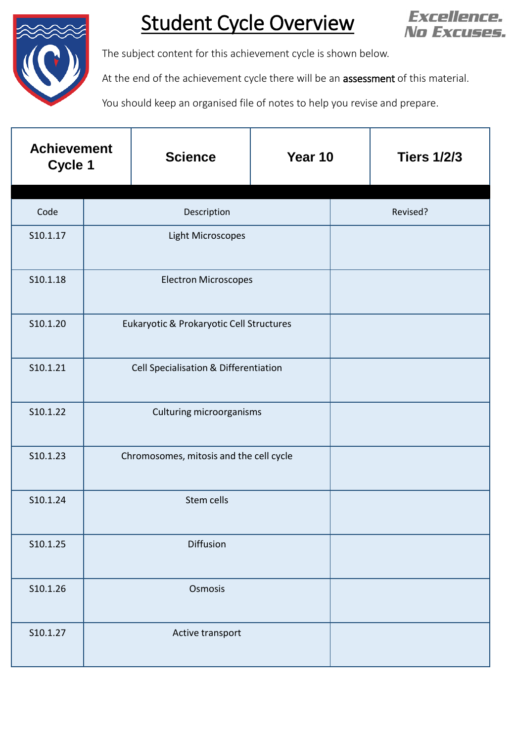# Student Cycle Overview

**Excellence. No Excuses.**

The subject content for this achievement cycle is shown below.

At the end of the achievement cycle there will be an assessment of this material.

You should keep an organised file of notes to help you revise and prepare.

| **Achievement Cycle 1** | **Science** | **Year 10** | **Tiers 1/2/3** |
|---|---|---|---|

| Code | Description | Revised? |
|---|---|---|
| S10.1.17 | Light Microscopes | |
| S10.1.18 | Electron Microscopes | |
| S10.1.20 | Eukaryotic & Prokaryotic Cell Structures | |
| S10.1.21 | Cell Specialisation & Differentiation | |
| S10.1.22 | Culturing microorganisms | |
| S10.1.23 | Chromosomes, mitosis and the cell cycle | |
| S10.1.24 | Stem cells | |
| S10.1.25 | Diffusion | |
| S10.1.26 | Osmosis | |
| S10.1.27 | Active transport | |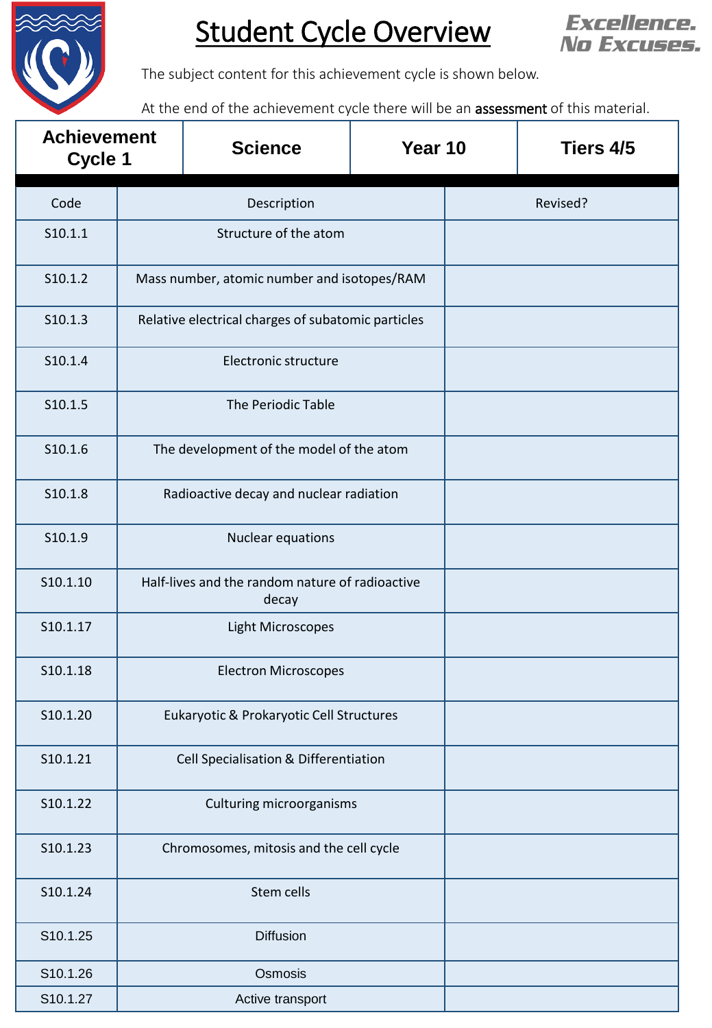# Student Cycle Overview

**Excellence. No Excuses.**

The subject content for this achievement cycle is shown below.

At the end of the achievement cycle there will be an assessment of this material.

| Achievement Cycle 1 | Science | Year 10 | Tiers 4/5 |
|---|---|---|---|

| Code | Description | Revised? |
|---|---|---|
| S10.1.1 | Structure of the atom | |
| S10.1.2 | Mass number, atomic number and isotopes/RAM | |
| S10.1.3 | Relative electrical charges of subatomic particles | |
| S10.1.4 | Electronic structure | |
| S10.1.5 | The Periodic Table | |
| S10.1.6 | The development of the model of the atom | |
| S10.1.8 | Radioactive decay and nuclear radiation | |
| S10.1.9 | Nuclear equations | |
| S10.1.10 | Half-lives and the random nature of radioactive decay | |
| S10.1.17 | Light Microscopes | |
| S10.1.18 | Electron Microscopes | |
| S10.1.20 | Eukaryotic & Prokaryotic Cell Structures | |
| S10.1.21 | Cell Specialisation & Differentiation | |
| S10.1.22 | Culturing microorganisms | |
| S10.1.23 | Chromosomes, mitosis and the cell cycle | |
| S10.1.24 | Stem cells | |
| S10.1.25 | Diffusion | |
| S10.1.26 | Osmosis | |
| S10.1.27 | Active transport | |